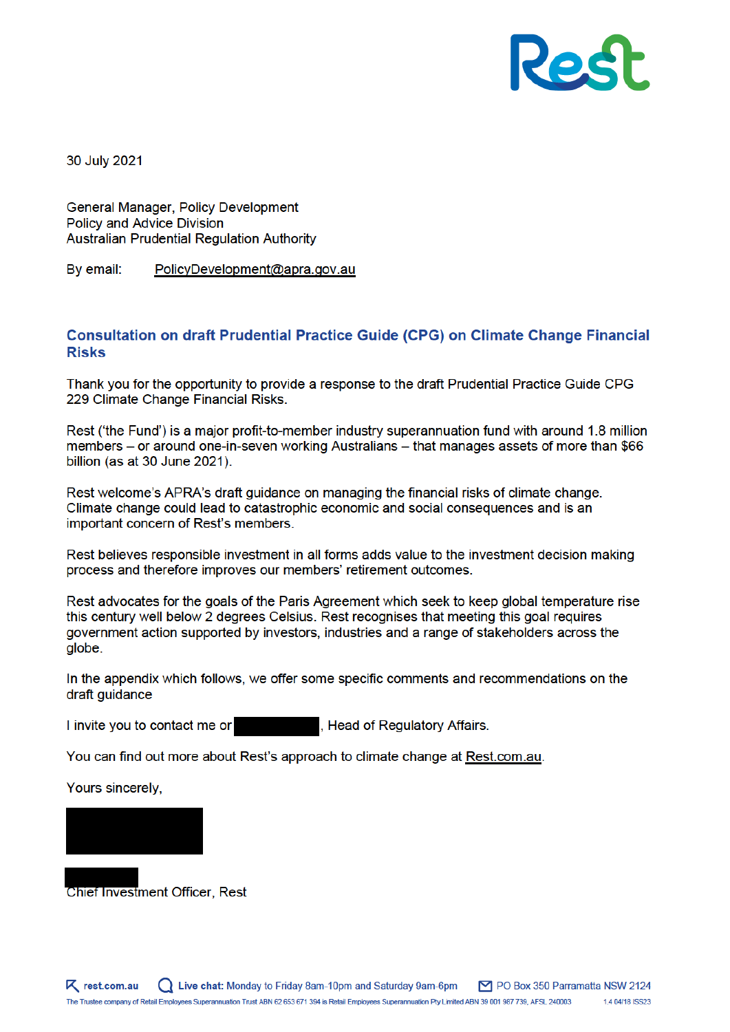30 July 2021

General Manager, Policy Development
Policy and Advice Division
Australian Prudential Regulation Authority

By email: PolicyDevelopment@apra.gov.au

## Consultation on draft Prudential Practice Guide (CPG) on Climate Change Financial Risks

Thank you for the opportunity to provide a response to the draft Prudential Practice Guide CPG 229 Climate Change Financial Risks.

Rest ('the Fund') is a major profit-to-member industry superannuation fund with around 1.8 million members – or around one-in-seven working Australians – that manages assets of more than $66 billion (as at 30 June 2021).

Rest welcome's APRA's draft guidance on managing the financial risks of climate change. Climate change could lead to catastrophic economic and social consequences and is an important concern of Rest's members.

Rest believes responsible investment in all forms adds value to the investment decision making process and therefore improves our members' retirement outcomes.

Rest advocates for the goals of the Paris Agreement which seek to keep global temperature rise this century well below 2 degrees Celsius. Rest recognises that meeting this goal requires government action supported by investors, industries and a range of stakeholders across the globe.

In the appendix which follows, we offer some specific comments and recommendations on the draft guidance

I invite you to contact me or [REDACTED], Head of Regulatory Affairs.

You can find out more about Rest's approach to climate change at Rest.com.au.

Yours sincerely,

[REDACTED]

[REDACTED]
Chief Investment Officer, Rest

rest.com.au | Live chat: Monday to Friday 8am-10pm and Saturday 9am-6pm | PO Box 350 Parramatta NSW 2124

The Trustee company of Retail Employees Superannuation Trust ABN 62 653 671 394 is Retail Employees Superannuation Pty Limited ABN 39 001 987 739, AFSL 240003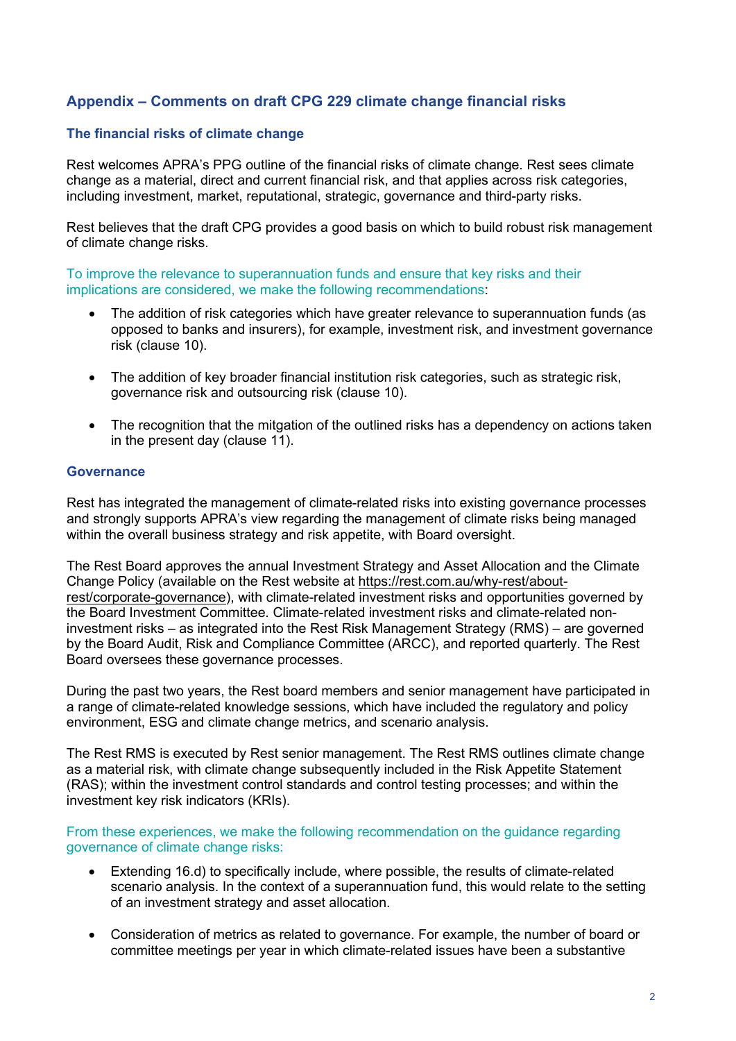## Appendix – Comments on draft CPG 229 climate change financial risks

### The financial risks of climate change

Rest welcomes APRA's PPG outline of the financial risks of climate change. Rest sees climate change as a material, direct and current financial risk, and that applies across risk categories, including investment, market, reputational, strategic, governance and third-party risks.

Rest believes that the draft CPG provides a good basis on which to build robust risk management of climate change risks.

To improve the relevance to superannuation funds and ensure that key risks and their implications are considered, we make the following recommendations:

- The addition of risk categories which have greater relevance to superannuation funds (as opposed to banks and insurers), for example, investment risk, and investment governance risk (clause 10).
- The addition of key broader financial institution risk categories, such as strategic risk, governance risk and outsourcing risk (clause 10).
- The recognition that the mitgation of the outlined risks has a dependency on actions taken in the present day (clause 11).

### Governance

Rest has integrated the management of climate-related risks into existing governance processes and strongly supports APRA's view regarding the management of climate risks being managed within the overall business strategy and risk appetite, with Board oversight.

The Rest Board approves the annual Investment Strategy and Asset Allocation and the Climate Change Policy (available on the Rest website at https://rest.com.au/why-rest/about-rest/corporate-governance), with climate-related investment risks and opportunities governed by the Board Investment Committee. Climate-related investment risks and climate-related non-investment risks – as integrated into the Rest Risk Management Strategy (RMS) – are governed by the Board Audit, Risk and Compliance Committee (ARCC), and reported quarterly. The Rest Board oversees these governance processes.

During the past two years, the Rest board members and senior management have participated in a range of climate-related knowledge sessions, which have included the regulatory and policy environment, ESG and climate change metrics, and scenario analysis.

The Rest RMS is executed by Rest senior management. The Rest RMS outlines climate change as a material risk, with climate change subsequently included in the Risk Appetite Statement (RAS); within the investment control standards and control testing processes; and within the investment key risk indicators (KRIs).

From these experiences, we make the following recommendation on the guidance regarding governance of climate change risks:

- Extending 16.d) to specifically include, where possible, the results of climate-related scenario analysis. In the context of a superannuation fund, this would relate to the setting of an investment strategy and asset allocation.
- Consideration of metrics as related to governance. For example, the number of board or committee meetings per year in which climate-related issues have been a substantive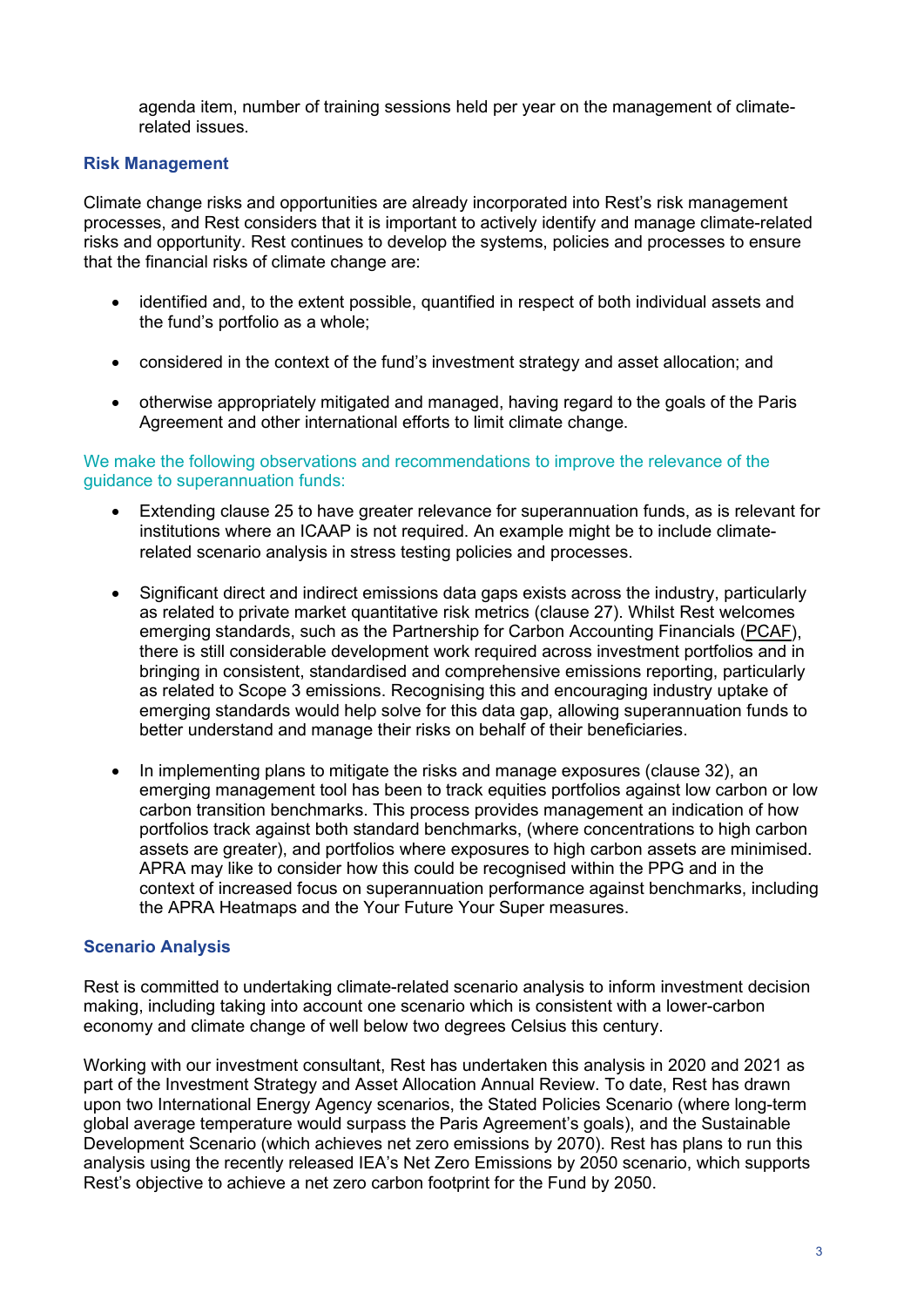agenda item, number of training sessions held per year on the management of climate-related issues.

## Risk Management

Climate change risks and opportunities are already incorporated into Rest's risk management processes, and Rest considers that it is important to actively identify and manage climate-related risks and opportunity. Rest continues to develop the systems, policies and processes to ensure that the financial risks of climate change are:

- identified and, to the extent possible, quantified in respect of both individual assets and the fund's portfolio as a whole;
- considered in the context of the fund's investment strategy and asset allocation; and
- otherwise appropriately mitigated and managed, having regard to the goals of the Paris Agreement and other international efforts to limit climate change.

We make the following observations and recommendations to improve the relevance of the guidance to superannuation funds:

- Extending clause 25 to have greater relevance for superannuation funds, as is relevant for institutions where an ICAAP is not required. An example might be to include climate-related scenario analysis in stress testing policies and processes.
- Significant direct and indirect emissions data gaps exists across the industry, particularly as related to private market quantitative risk metrics (clause 27). Whilst Rest welcomes emerging standards, such as the Partnership for Carbon Accounting Financials (PCAF), there is still considerable development work required across investment portfolios and in bringing in consistent, standardised and comprehensive emissions reporting, particularly as related to Scope 3 emissions. Recognising this and encouraging industry uptake of emerging standards would help solve for this data gap, allowing superannuation funds to better understand and manage their risks on behalf of their beneficiaries.
- In implementing plans to mitigate the risks and manage exposures (clause 32), an emerging management tool has been to track equities portfolios against low carbon or low carbon transition benchmarks. This process provides management an indication of how portfolios track against both standard benchmarks, (where concentrations to high carbon assets are greater), and portfolios where exposures to high carbon assets are minimised. APRA may like to consider how this could be recognised within the PPG and in the context of increased focus on superannuation performance against benchmarks, including the APRA Heatmaps and the Your Future Your Super measures.

## Scenario Analysis

Rest is committed to undertaking climate-related scenario analysis to inform investment decision making, including taking into account one scenario which is consistent with a lower-carbon economy and climate change of well below two degrees Celsius this century.

Working with our investment consultant, Rest has undertaken this analysis in 2020 and 2021 as part of the Investment Strategy and Asset Allocation Annual Review. To date, Rest has drawn upon two International Energy Agency scenarios, the Stated Policies Scenario (where long-term global average temperature would surpass the Paris Agreement's goals), and the Sustainable Development Scenario (which achieves net zero emissions by 2070). Rest has plans to run this analysis using the recently released IEA's Net Zero Emissions by 2050 scenario, which supports Rest's objective to achieve a net zero carbon footprint for the Fund by 2050.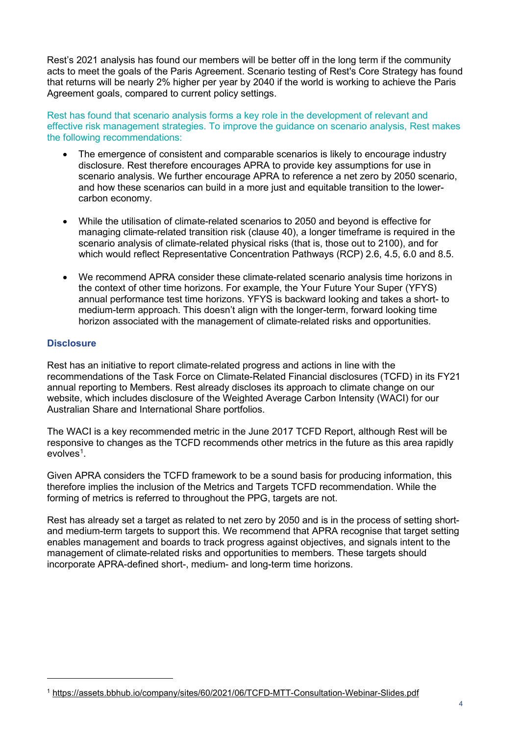Rest's 2021 analysis has found our members will be better off in the long term if the community acts to meet the goals of the Paris Agreement. Scenario testing of Rest's Core Strategy has found that returns will be nearly 2% higher per year by 2040 if the world is working to achieve the Paris Agreement goals, compared to current policy settings.

Rest has found that scenario analysis forms a key role in the development of relevant and effective risk management strategies. To improve the guidance on scenario analysis, Rest makes the following recommendations:

- The emergence of consistent and comparable scenarios is likely to encourage industry disclosure. Rest therefore encourages APRA to provide key assumptions for use in scenario analysis. We further encourage APRA to reference a net zero by 2050 scenario, and how these scenarios can build in a more just and equitable transition to the lower-carbon economy.

- While the utilisation of climate-related scenarios to 2050 and beyond is effective for managing climate-related transition risk (clause 40), a longer timeframe is required in the scenario analysis of climate-related physical risks (that is, those out to 2100), and for which would reflect Representative Concentration Pathways (RCP) 2.6, 4.5, 6.0 and 8.5.

- We recommend APRA consider these climate-related scenario analysis time horizons in the context of other time horizons. For example, the Your Future Your Super (YFYS) annual performance test time horizons. YFYS is backward looking and takes a short- to medium-term approach. This doesn't align with the longer-term, forward looking time horizon associated with the management of climate-related risks and opportunities.

## Disclosure

Rest has an initiative to report climate-related progress and actions in line with the recommendations of the Task Force on Climate-Related Financial disclosures (TCFD) in its FY21 annual reporting to Members. Rest already discloses its approach to climate change on our website, which includes disclosure of the Weighted Average Carbon Intensity (WACI) for our Australian Share and International Share portfolios.

The WACI is a key recommended metric in the June 2017 TCFD Report, although Rest will be responsive to changes as the TCFD recommends other metrics in the future as this area rapidly evolves[1].

Given APRA considers the TCFD framework to be a sound basis for producing information, this therefore implies the inclusion of the Metrics and Targets TCFD recommendation. While the forming of metrics is referred to throughout the PPG, targets are not.

Rest has already set a target as related to net zero by 2050 and is in the process of setting short- and medium-term targets to support this. We recommend that APRA recognise that target setting enables management and boards to track progress against objectives, and signals intent to the management of climate-related risks and opportunities to members. These targets should incorporate APRA-defined short-, medium- and long-term time horizons.

[1] https://assets.bbhub.io/company/sites/60/2021/06/TCFD-MTT-Consultation-Webinar-Slides.pdf